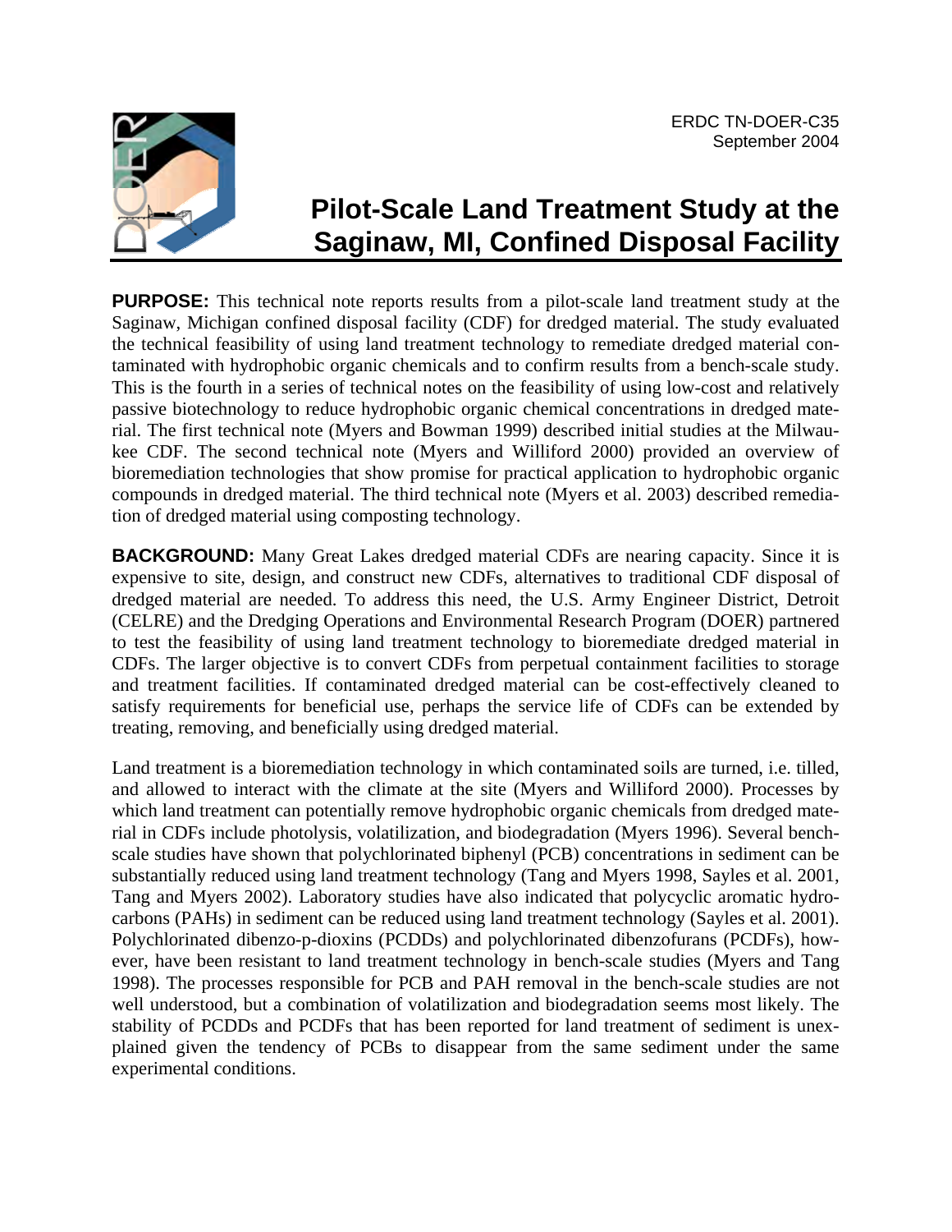ERDC TN-DOER-C35
September 2004

# Pilot-Scale Land Treatment Study at the Saginaw, MI, Confined Disposal Facility

**PURPOSE:** This technical note reports results from a pilot-scale land treatment study at the Saginaw, Michigan confined disposal facility (CDF) for dredged material. The study evaluated the technical feasibility of using land treatment technology to remediate dredged material contaminated with hydrophobic organic chemicals and to confirm results from a bench-scale study. This is the fourth in a series of technical notes on the feasibility of using low-cost and relatively passive biotechnology to reduce hydrophobic organic chemical concentrations in dredged material. The first technical note (Myers and Bowman 1999) described initial studies at the Milwaukee CDF. The second technical note (Myers and Williford 2000) provided an overview of bioremediation technologies that show promise for practical application to hydrophobic organic compounds in dredged material. The third technical note (Myers et al. 2003) described remediation of dredged material using composting technology.

**BACKGROUND:** Many Great Lakes dredged material CDFs are nearing capacity. Since it is expensive to site, design, and construct new CDFs, alternatives to traditional CDF disposal of dredged material are needed. To address this need, the U.S. Army Engineer District, Detroit (CELRE) and the Dredging Operations and Environmental Research Program (DOER) partnered to test the feasibility of using land treatment technology to bioremediate dredged material in CDFs. The larger objective is to convert CDFs from perpetual containment facilities to storage and treatment facilities. If contaminated dredged material can be cost-effectively cleaned to satisfy requirements for beneficial use, perhaps the service life of CDFs can be extended by treating, removing, and beneficially using dredged material.

Land treatment is a bioremediation technology in which contaminated soils are turned, i.e. tilled, and allowed to interact with the climate at the site (Myers and Williford 2000). Processes by which land treatment can potentially remove hydrophobic organic chemicals from dredged material in CDFs include photolysis, volatilization, and biodegradation (Myers 1996). Several bench-scale studies have shown that polychlorinated biphenyl (PCB) concentrations in sediment can be substantially reduced using land treatment technology (Tang and Myers 1998, Sayles et al. 2001, Tang and Myers 2002). Laboratory studies have also indicated that polycyclic aromatic hydrocarbons (PAHs) in sediment can be reduced using land treatment technology (Sayles et al. 2001). Polychlorinated dibenzo-p-dioxins (PCDDs) and polychlorinated dibenzofurans (PCDFs), however, have been resistant to land treatment technology in bench-scale studies (Myers and Tang 1998). The processes responsible for PCB and PAH removal in the bench-scale studies are not well understood, but a combination of volatilization and biodegradation seems most likely. The stability of PCDDs and PCDFs that has been reported for land treatment of sediment is unexplained given the tendency of PCBs to disappear from the same sediment under the same experimental conditions.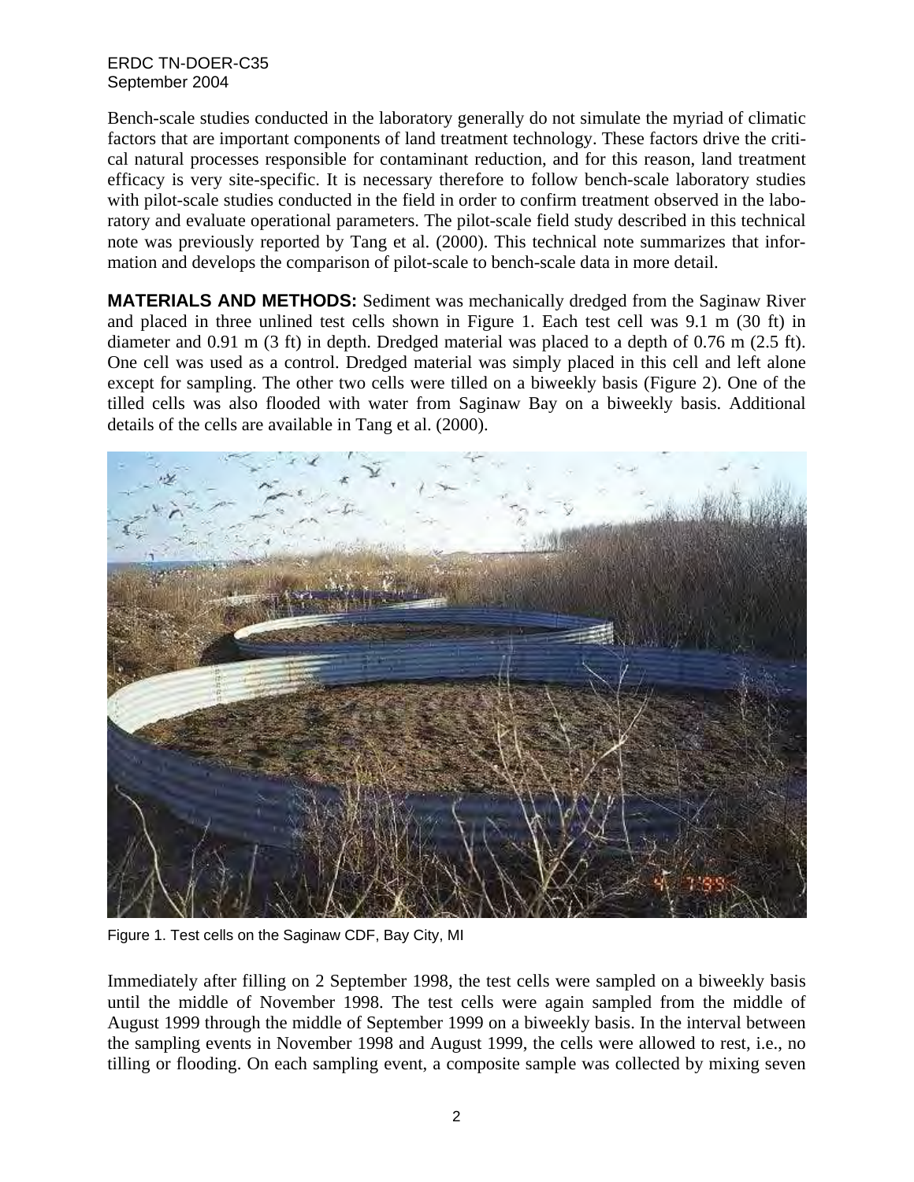Bench-scale studies conducted in the laboratory generally do not simulate the myriad of climatic factors that are important components of land treatment technology. These factors drive the critical natural processes responsible for contaminant reduction, and for this reason, land treatment efficacy is very site-specific. It is necessary therefore to follow bench-scale laboratory studies with pilot-scale studies conducted in the field in order to confirm treatment observed in the laboratory and evaluate operational parameters. The pilot-scale field study described in this technical note was previously reported by Tang et al. (2000). This technical note summarizes that information and develops the comparison of pilot-scale to bench-scale data in more detail.

**MATERIALS AND METHODS:** Sediment was mechanically dredged from the Saginaw River and placed in three unlined test cells shown in Figure 1. Each test cell was 9.1 m (30 ft) in diameter and 0.91 m (3 ft) in depth. Dredged material was placed to a depth of 0.76 m (2.5 ft). One cell was used as a control. Dredged material was simply placed in this cell and left alone except for sampling. The other two cells were tilled on a biweekly basis (Figure 2). One of the tilled cells was also flooded with water from Saginaw Bay on a biweekly basis. Additional details of the cells are available in Tang et al. (2000).

Figure 1. Test cells on the Saginaw CDF, Bay City, MI

Immediately after filling on 2 September 1998, the test cells were sampled on a biweekly basis until the middle of November 1998. The test cells were again sampled from the middle of August 1999 through the middle of September 1999 on a biweekly basis. In the interval between the sampling events in November 1998 and August 1999, the cells were allowed to rest, i.e., no tilling or flooding. On each sampling event, a composite sample was collected by mixing seven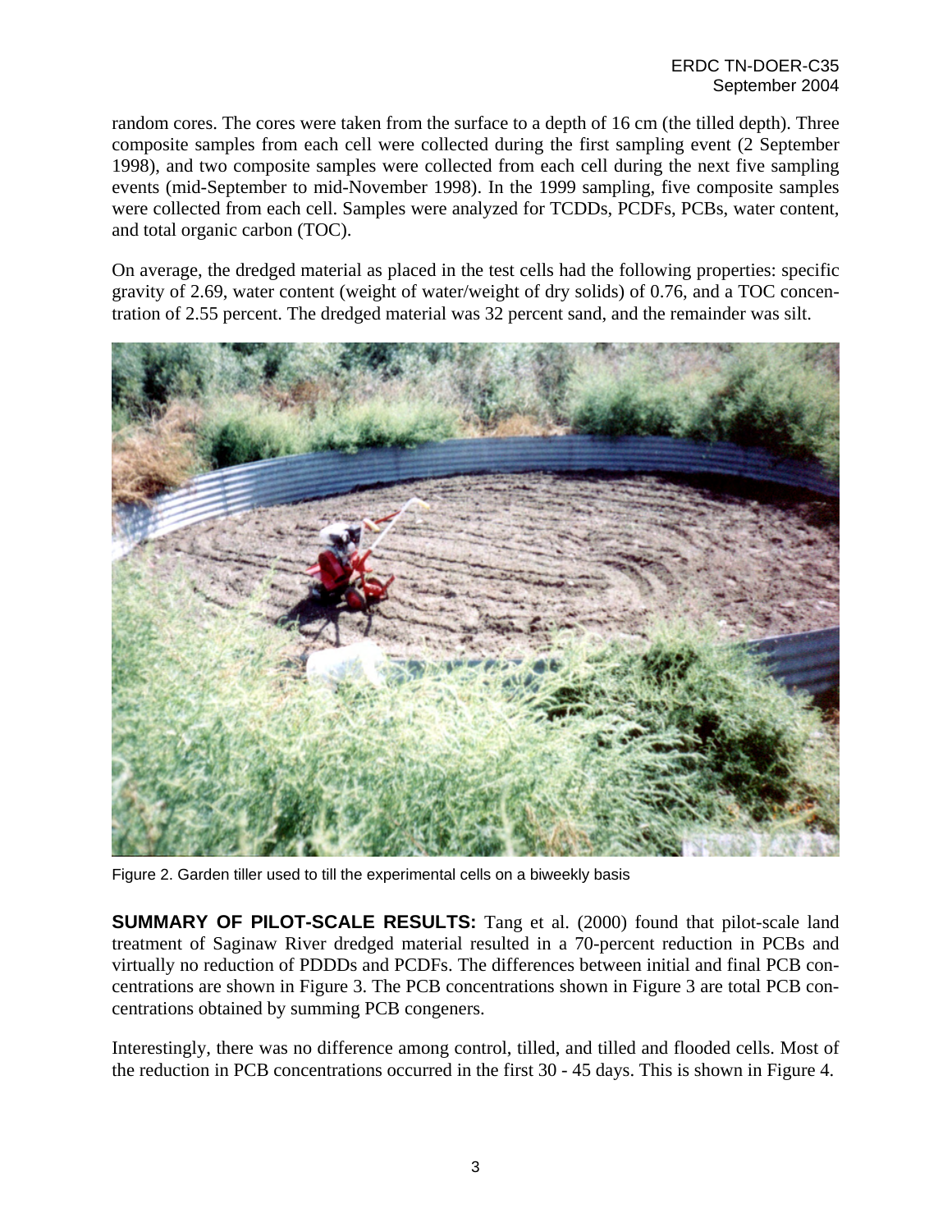random cores. The cores were taken from the surface to a depth of 16 cm (the tilled depth). Three composite samples from each cell were collected during the first sampling event (2 September 1998), and two composite samples were collected from each cell during the next five sampling events (mid-September to mid-November 1998). In the 1999 sampling, five composite samples were collected from each cell. Samples were analyzed for TCDDs, PCDFs, PCBs, water content, and total organic carbon (TOC).

On average, the dredged material as placed in the test cells had the following properties: specific gravity of 2.69, water content (weight of water/weight of dry solids) of 0.76, and a TOC concentration of 2.55 percent. The dredged material was 32 percent sand, and the remainder was silt.

Figure 2. Garden tiller used to till the experimental cells on a biweekly basis

**SUMMARY OF PILOT-SCALE RESULTS:** Tang et al. (2000) found that pilot-scale land treatment of Saginaw River dredged material resulted in a 70-percent reduction in PCBs and virtually no reduction of PDDDs and PCDFs. The differences between initial and final PCB concentrations are shown in Figure 3. The PCB concentrations shown in Figure 3 are total PCB concentrations obtained by summing PCB congeners.

Interestingly, there was no difference among control, tilled, and tilled and flooded cells. Most of the reduction in PCB concentrations occurred in the first 30 - 45 days. This is shown in Figure 4.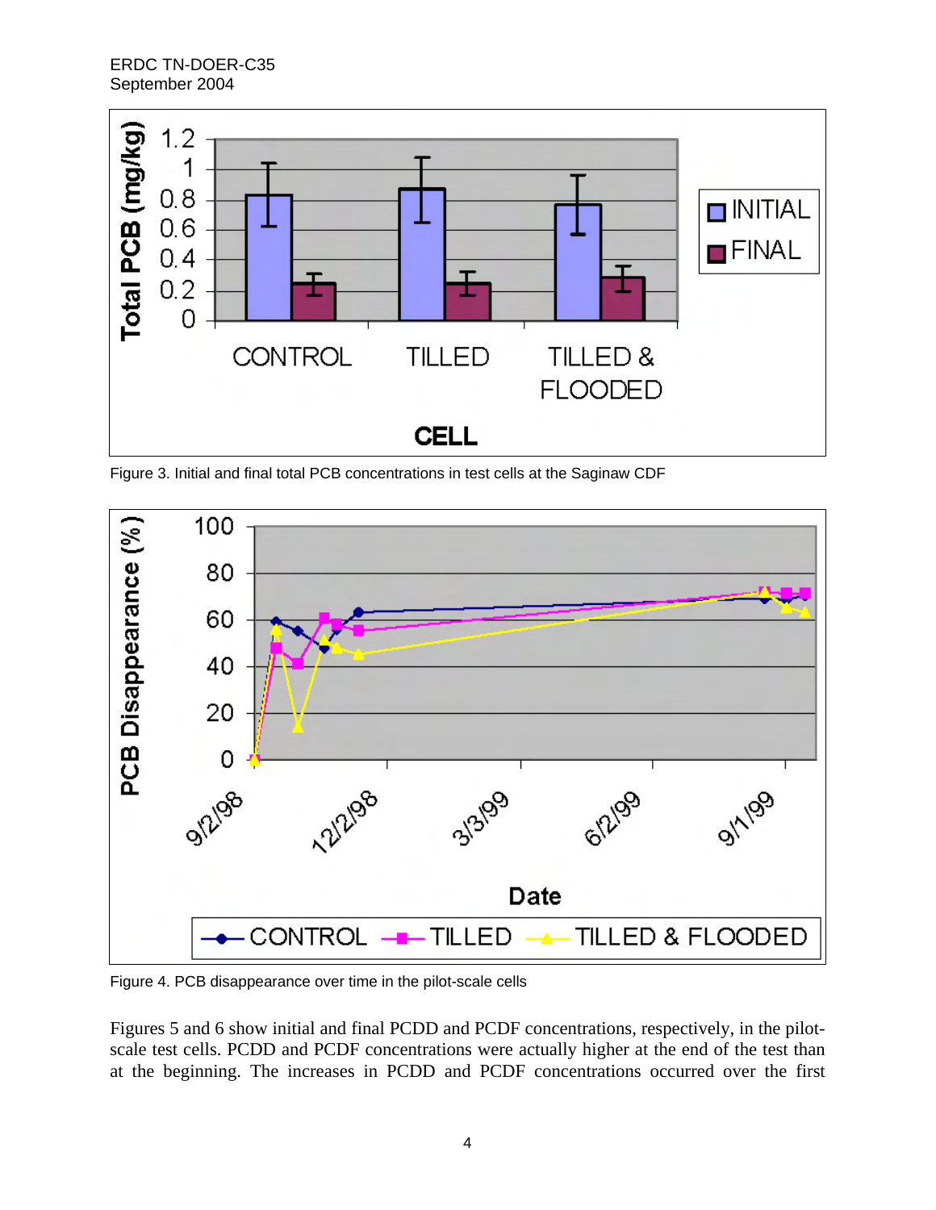Figure 3. Initial and final total PCB concentrations in test cells at the Saginaw CDF

Figure 4. PCB disappearance over time in the pilot-scale cells

Figures 5 and 6 show initial and final PCDD and PCDF concentrations, respectively, in the pilot-scale test cells. PCDD and PCDF concentrations were actually higher at the end of the test than at the beginning. The increases in PCDD and PCDF concentrations occurred over the first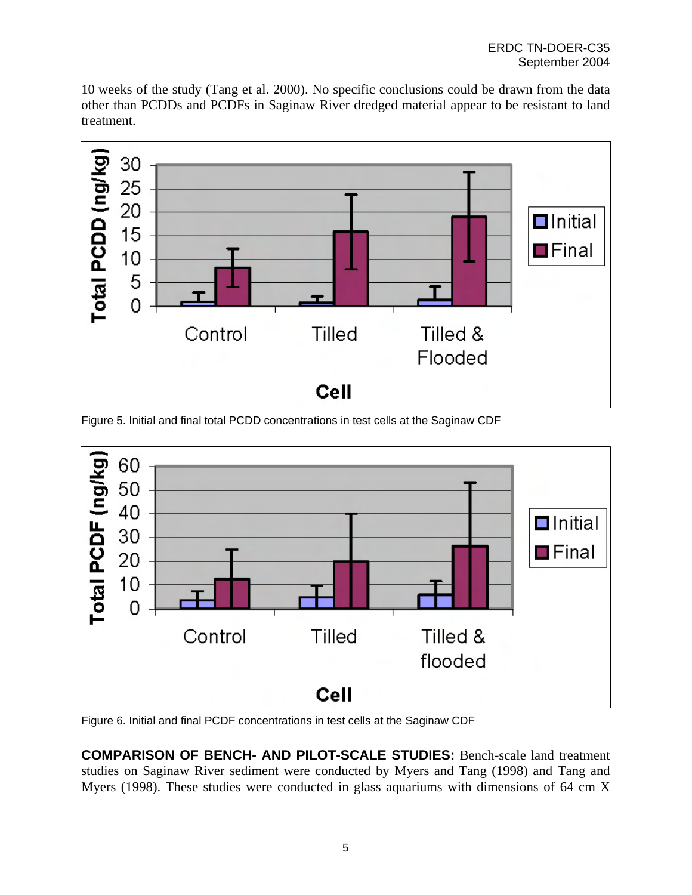10 weeks of the study (Tang et al. 2000). No specific conclusions could be drawn from the data other than PCDDs and PCDFs in Saginaw River dredged material appear to be resistant to land treatment.

Figure 5. Initial and final total PCDD concentrations in test cells at the Saginaw CDF

Figure 6. Initial and final PCDF concentrations in test cells at the Saginaw CDF

**COMPARISON OF BENCH- AND PILOT-SCALE STUDIES:** Bench-scale land treatment studies on Saginaw River sediment were conducted by Myers and Tang (1998) and Tang and Myers (1998). These studies were conducted in glass aquariums with dimensions of 64 cm X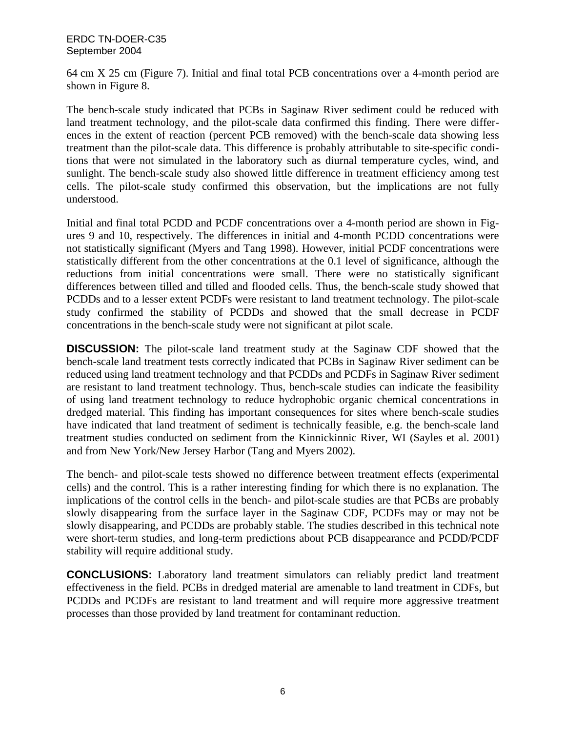64 cm X 25 cm (Figure 7). Initial and final total PCB concentrations over a 4-month period are shown in Figure 8.

The bench-scale study indicated that PCBs in Saginaw River sediment could be reduced with land treatment technology, and the pilot-scale data confirmed this finding. There were differences in the extent of reaction (percent PCB removed) with the bench-scale data showing less treatment than the pilot-scale data. This difference is probably attributable to site-specific conditions that were not simulated in the laboratory such as diurnal temperature cycles, wind, and sunlight. The bench-scale study also showed little difference in treatment efficiency among test cells. The pilot-scale study confirmed this observation, but the implications are not fully understood.

Initial and final total PCDD and PCDF concentrations over a 4-month period are shown in Figures 9 and 10, respectively. The differences in initial and 4-month PCDD concentrations were not statistically significant (Myers and Tang 1998). However, initial PCDF concentrations were statistically different from the other concentrations at the 0.1 level of significance, although the reductions from initial concentrations were small. There were no statistically significant differences between tilled and tilled and flooded cells. Thus, the bench-scale study showed that PCDDs and to a lesser extent PCDFs were resistant to land treatment technology. The pilot-scale study confirmed the stability of PCDDs and showed that the small decrease in PCDF concentrations in the bench-scale study were not significant at pilot scale.

**DISCUSSION:** The pilot-scale land treatment study at the Saginaw CDF showed that the bench-scale land treatment tests correctly indicated that PCBs in Saginaw River sediment can be reduced using land treatment technology and that PCDDs and PCDFs in Saginaw River sediment are resistant to land treatment technology. Thus, bench-scale studies can indicate the feasibility of using land treatment technology to reduce hydrophobic organic chemical concentrations in dredged material. This finding has important consequences for sites where bench-scale studies have indicated that land treatment of sediment is technically feasible, e.g. the bench-scale land treatment studies conducted on sediment from the Kinnickinnic River, WI (Sayles et al. 2001) and from New York/New Jersey Harbor (Tang and Myers 2002).

The bench- and pilot-scale tests showed no difference between treatment effects (experimental cells) and the control. This is a rather interesting finding for which there is no explanation. The implications of the control cells in the bench- and pilot-scale studies are that PCBs are probably slowly disappearing from the surface layer in the Saginaw CDF, PCDFs may or may not be slowly disappearing, and PCDDs are probably stable. The studies described in this technical note were short-term studies, and long-term predictions about PCB disappearance and PCDD/PCDF stability will require additional study.

**CONCLUSIONS:** Laboratory land treatment simulators can reliably predict land treatment effectiveness in the field. PCBs in dredged material are amenable to land treatment in CDFs, but PCDDs and PCDFs are resistant to land treatment and will require more aggressive treatment processes than those provided by land treatment for contaminant reduction.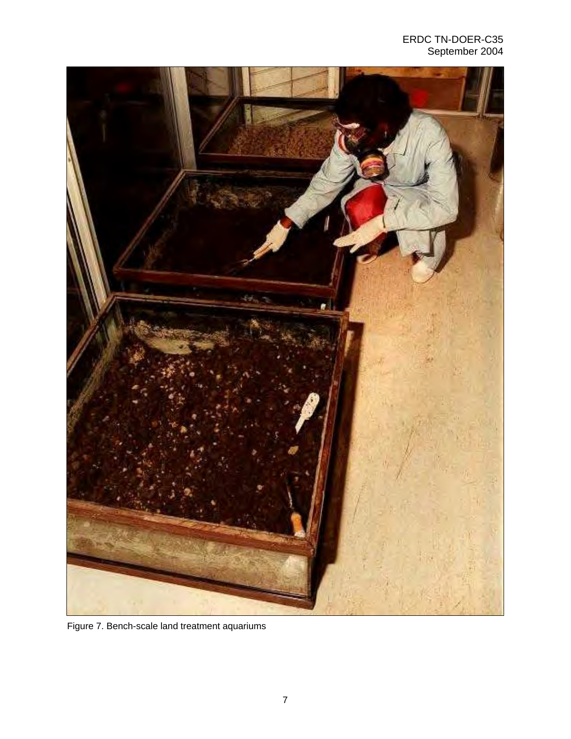Figure 7. Bench-scale land treatment aquariums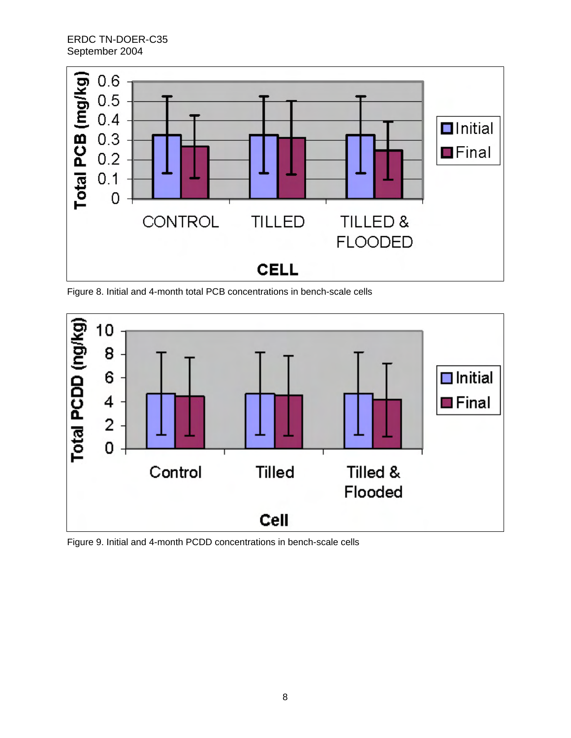Figure 8. Initial and 4-month total PCB concentrations in bench-scale cells

Figure 9. Initial and 4-month PCDD concentrations in bench-scale cells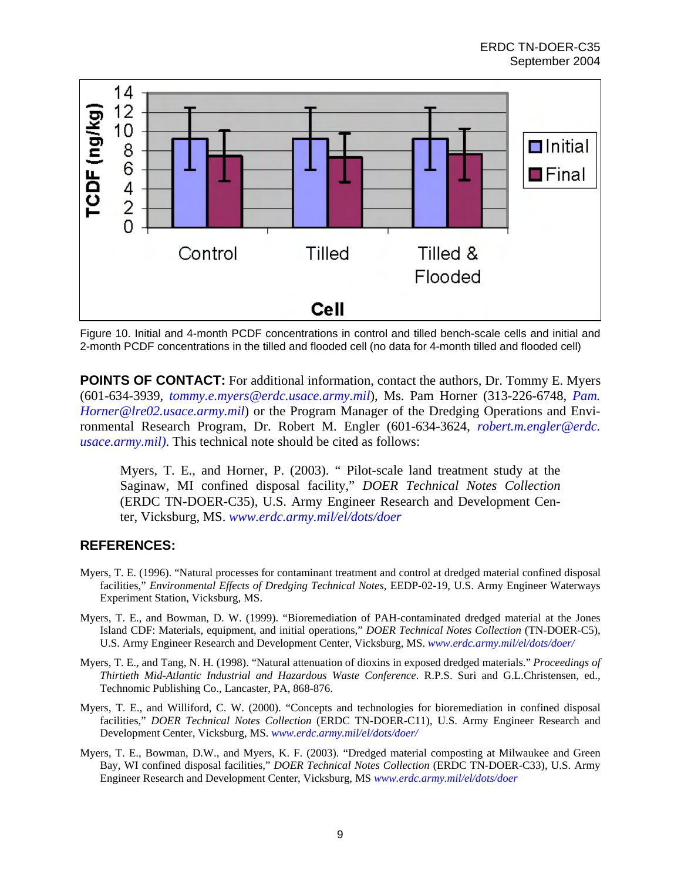Figure 10. Initial and 4-month PCDF concentrations in control and tilled bench-scale cells and initial and 2-month PCDF concentrations in the tilled and flooded cell (no data for 4-month tilled and flooded cell)

**POINTS OF CONTACT:** For additional information, contact the authors, Dr. Tommy E. Myers (601-634-3939, *tommy.e.myers@erdc.usace.army.mil*), Ms. Pam Horner (313-226-6748, *Pam.Horner@lre02.usace.army.mil*) or the Program Manager of the Dredging Operations and Environmental Research Program, Dr. Robert M. Engler (601-634-3624, *robert.m.engler@erdc.usace.army.mil)*. This technical note should be cited as follows:

> Myers, T. E., and Horner, P. (2003). " Pilot-scale land treatment study at the Saginaw, MI confined disposal facility," *DOER Technical Notes Collection* (ERDC TN-DOER-C35), U.S. Army Engineer Research and Development Center, Vicksburg, MS. *www.erdc.army.mil/el/dots/doer*

## REFERENCES:

Myers, T. E. (1996). "Natural processes for contaminant treatment and control at dredged material confined disposal facilities," *Environmental Effects of Dredging Technical Notes*, EEDP-02-19, U.S. Army Engineer Waterways Experiment Station, Vicksburg, MS.

Myers, T. E., and Bowman, D. W. (1999). "Bioremediation of PAH-contaminated dredged material at the Jones Island CDF: Materials, equipment, and initial operations," *DOER Technical Notes Collection* (TN-DOER-C5), U.S. Army Engineer Research and Development Center, Vicksburg, MS. *www.erdc.army.mil/el/dots/doer/*

Myers, T. E., and Tang, N. H. (1998). "Natural attenuation of dioxins in exposed dredged materials." *Proceedings of Thirtieth Mid-Atlantic Industrial and Hazardous Waste Conference*. R.P.S. Suri and G.L.Christensen, ed., Technomic Publishing Co., Lancaster, PA, 868-876.

Myers, T. E., and Williford, C. W. (2000). "Concepts and technologies for bioremediation in confined disposal facilities," *DOER Technical Notes Collection* (ERDC TN-DOER-C11), U.S. Army Engineer Research and Development Center, Vicksburg, MS. *www.erdc.army.mil/el/dots/doer/*

Myers, T. E., Bowman, D.W., and Myers, K. F. (2003). "Dredged material composting at Milwaukee and Green Bay, WI confined disposal facilities," *DOER Technical Notes Collection* (ERDC TN-DOER-C33), U.S. Army Engineer Research and Development Center, Vicksburg, MS *www.erdc.army.mil/el/dots/doer*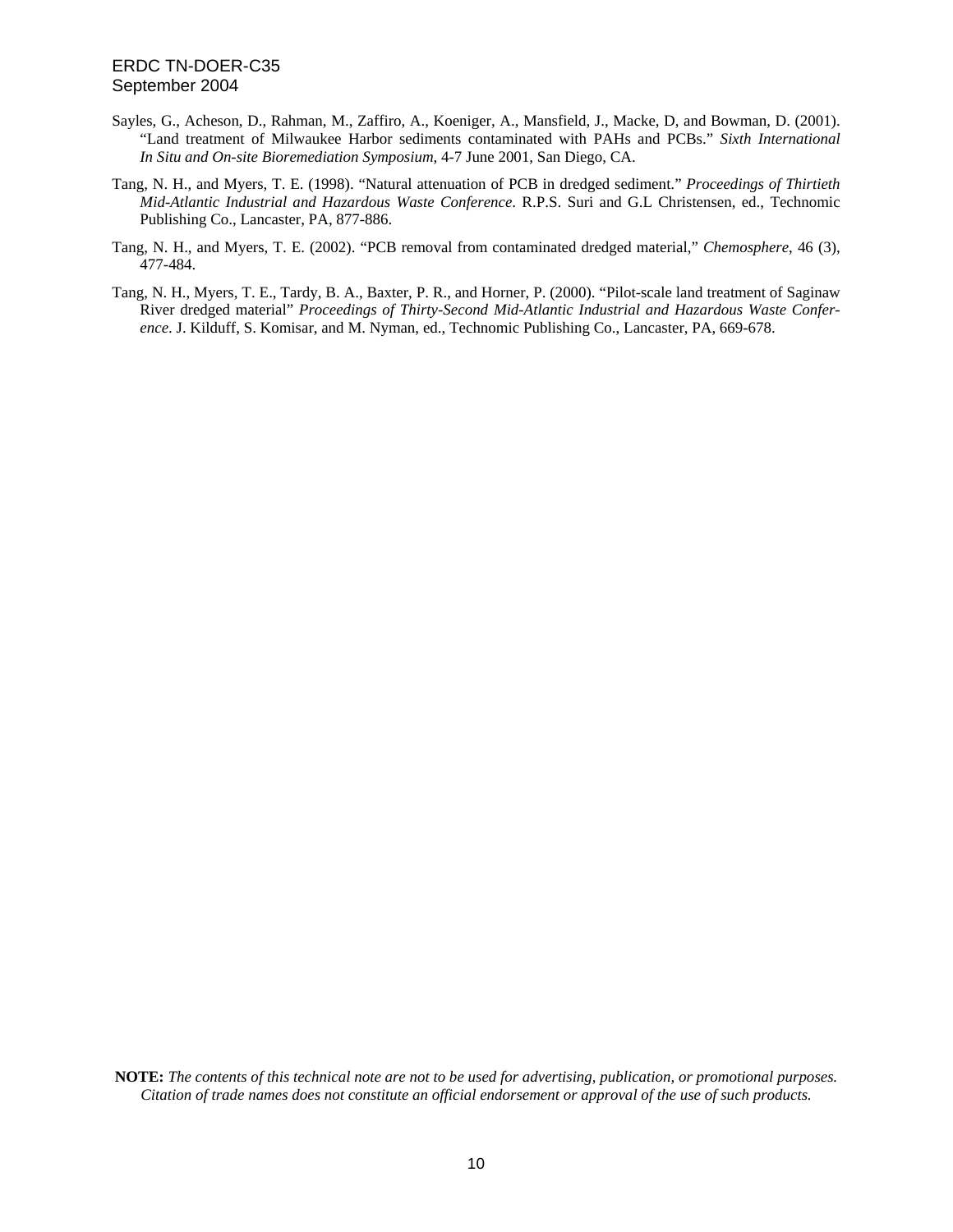Sayles, G., Acheson, D., Rahman, M., Zaffiro, A., Koeniger, A., Mansfield, J., Macke, D, and Bowman, D. (2001). "Land treatment of Milwaukee Harbor sediments contaminated with PAHs and PCBs." *Sixth International In Situ and On-site Bioremediation Symposium*, 4-7 June 2001, San Diego, CA.

Tang, N. H., and Myers, T. E. (1998). "Natural attenuation of PCB in dredged sediment." *Proceedings of Thirtieth Mid-Atlantic Industrial and Hazardous Waste Conference*. R.P.S. Suri and G.L Christensen, ed., Technomic Publishing Co., Lancaster, PA, 877-886.

Tang, N. H., and Myers, T. E. (2002). "PCB removal from contaminated dredged material," *Chemosphere*, 46 (3), 477-484.

Tang, N. H., Myers, T. E., Tardy, B. A., Baxter, P. R., and Horner, P. (2000). "Pilot-scale land treatment of Saginaw River dredged material" *Proceedings of Thirty-Second Mid-Atlantic Industrial and Hazardous Waste Conference*. J. Kilduff, S. Komisar, and M. Nyman, ed., Technomic Publishing Co., Lancaster, PA, 669-678.

**NOTE:** *The contents of this technical note are not to be used for advertising, publication, or promotional purposes. Citation of trade names does not constitute an official endorsement or approval of the use of such products.*